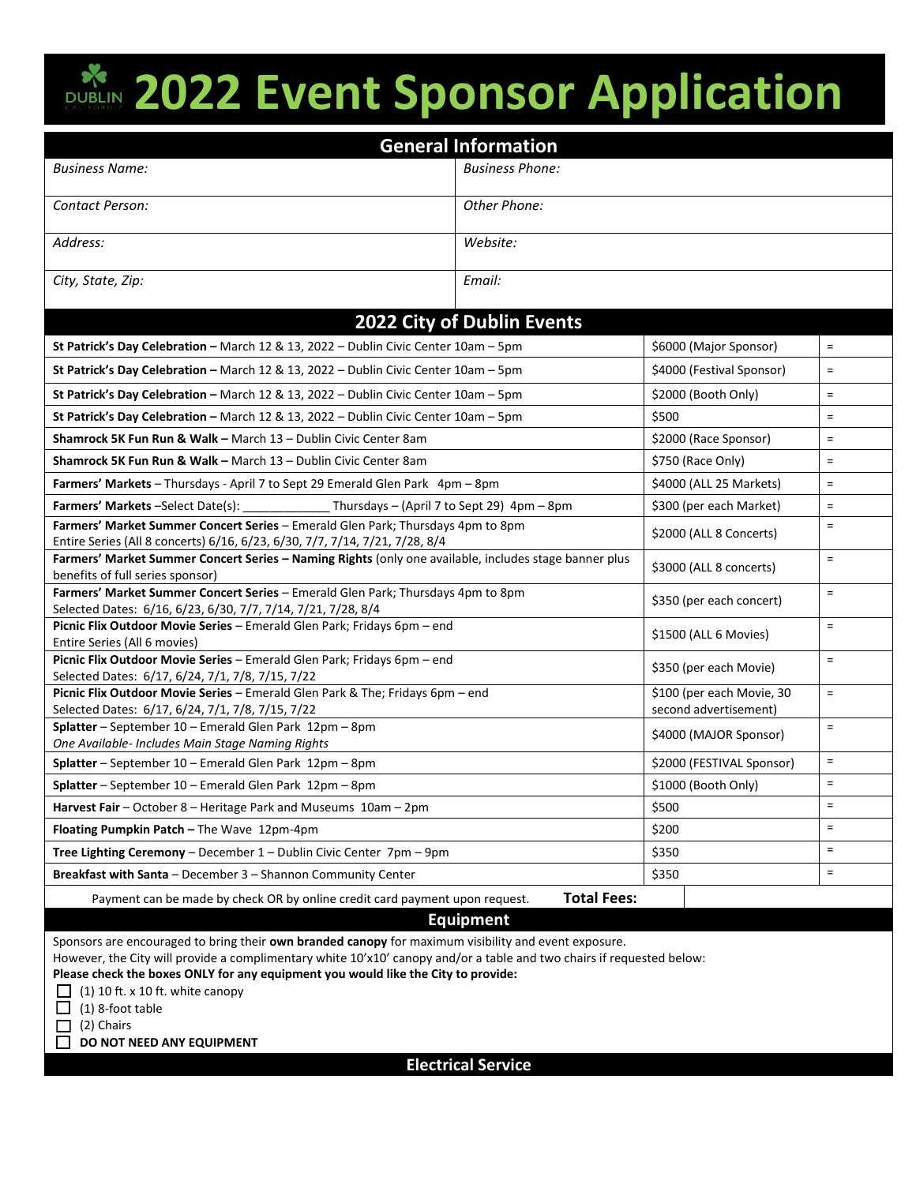# 2022 Event Sponsor Application

## General Information

| | |
|---|---|
| *Business Name:* | *Business Phone:* |
| *Contact Person:* | *Other Phone:* |
| *Address:* | *Website:* |
| *City, State, Zip:* | *Email:* |

## 2022 City of Dublin Events

| Event | Fee | |
|---|---|---|
| **St Patrick's Day Celebration –** March 12 & 13, 2022 – Dublin Civic Center 10am – 5pm | $6000 (Major Sponsor) | = |
| **St Patrick's Day Celebration –** March 12 & 13, 2022 – Dublin Civic Center 10am – 5pm | $4000 (Festival Sponsor) | = |
| **St Patrick's Day Celebration –** March 12 & 13, 2022 – Dublin Civic Center 10am – 5pm | $2000 (Booth Only) | = |
| **St Patrick's Day Celebration –** March 12 & 13, 2022 – Dublin Civic Center 10am – 5pm | $500 | = |
| **Shamrock 5K Fun Run & Walk –** March 13 – Dublin Civic Center 8am | $2000 (Race Sponsor) | = |
| **Shamrock 5K Fun Run & Walk –** March 13 – Dublin Civic Center 8am | $750 (Race Only) | = |
| **Farmers' Markets** – Thursdays - April 7 to Sept 29 Emerald Glen Park 4pm – 8pm | $4000 (ALL 25 Markets) | = |
| **Farmers' Markets** –Select Date(s): _____________ Thursdays – (April 7 to Sept 29) 4pm – 8pm | $300 (per each Market) | = |
| **Farmers' Market Summer Concert Series** – Emerald Glen Park; Thursdays 4pm to 8pm Entire Series (All 8 concerts) 6/16, 6/23, 6/30, 7/7, 7/14, 7/21, 7/28, 8/4 | $2000 (ALL 8 Concerts) | = |
| **Farmers' Market Summer Concert Series – Naming Rights** (only one available, includes stage banner plus benefits of full series sponsor) | $3000 (ALL 8 concerts) | = |
| **Farmers' Market Summer Concert Series** – Emerald Glen Park; Thursdays 4pm to 8pm Selected Dates: 6/16, 6/23, 6/30, 7/7, 7/14, 7/21, 7/28, 8/4 | $350 (per each concert) | = |
| **Picnic Flix Outdoor Movie Series** – Emerald Glen Park; Fridays 6pm – end Entire Series (All 6 movies) | $1500 (ALL 6 Movies) | = |
| **Picnic Flix Outdoor Movie Series** – Emerald Glen Park; Fridays 6pm – end Selected Dates: 6/17, 6/24, 7/1, 7/8, 7/15, 7/22 | $350 (per each Movie) | = |
| **Picnic Flix Outdoor Movie Series** – Emerald Glen Park & The; Fridays 6pm – end Selected Dates: 6/17, 6/24, 7/1, 7/8, 7/15, 7/22 | $100 (per each Movie, 30 second advertisement) | = |
| **Splatter** – September 10 – Emerald Glen Park 12pm – 8pm *One Available- Includes Main Stage Naming Rights* | $4000 (MAJOR Sponsor) | = |
| **Splatter** – September 10 – Emerald Glen Park 12pm – 8pm | $2000 (FESTIVAL Sponsor) | = |
| **Splatter** – September 10 – Emerald Glen Park 12pm – 8pm | $1000 (Booth Only) | = |
| **Harvest Fair** – October 8 – Heritage Park and Museums 10am – 2pm | $500 | = |
| **Floating Pumpkin Patch –** The Wave 12pm-4pm | $200 | = |
| **Tree Lighting Ceremony** – December 1 – Dublin Civic Center 7pm – 9pm | $350 | = |
| **Breakfast with Santa** – December 3 – Shannon Community Center | $350 | = |
| Payment can be made by check OR by online credit card payment upon request. **Total Fees:** | | |

## Equipment

Sponsors are encouraged to bring their **own branded canopy** for maximum visibility and event exposure.
However, the City will provide a complimentary white 10'x10' canopy and/or a table and two chairs if requested below:
**Please check the boxes ONLY for any equipment you would like the City to provide:**

- ☐ (1) 10 ft. x 10 ft. white canopy
- ☐ (1) 8-foot table
- ☐ (2) Chairs
- ☐ **DO NOT NEED ANY EQUIPMENT**

## Electrical Service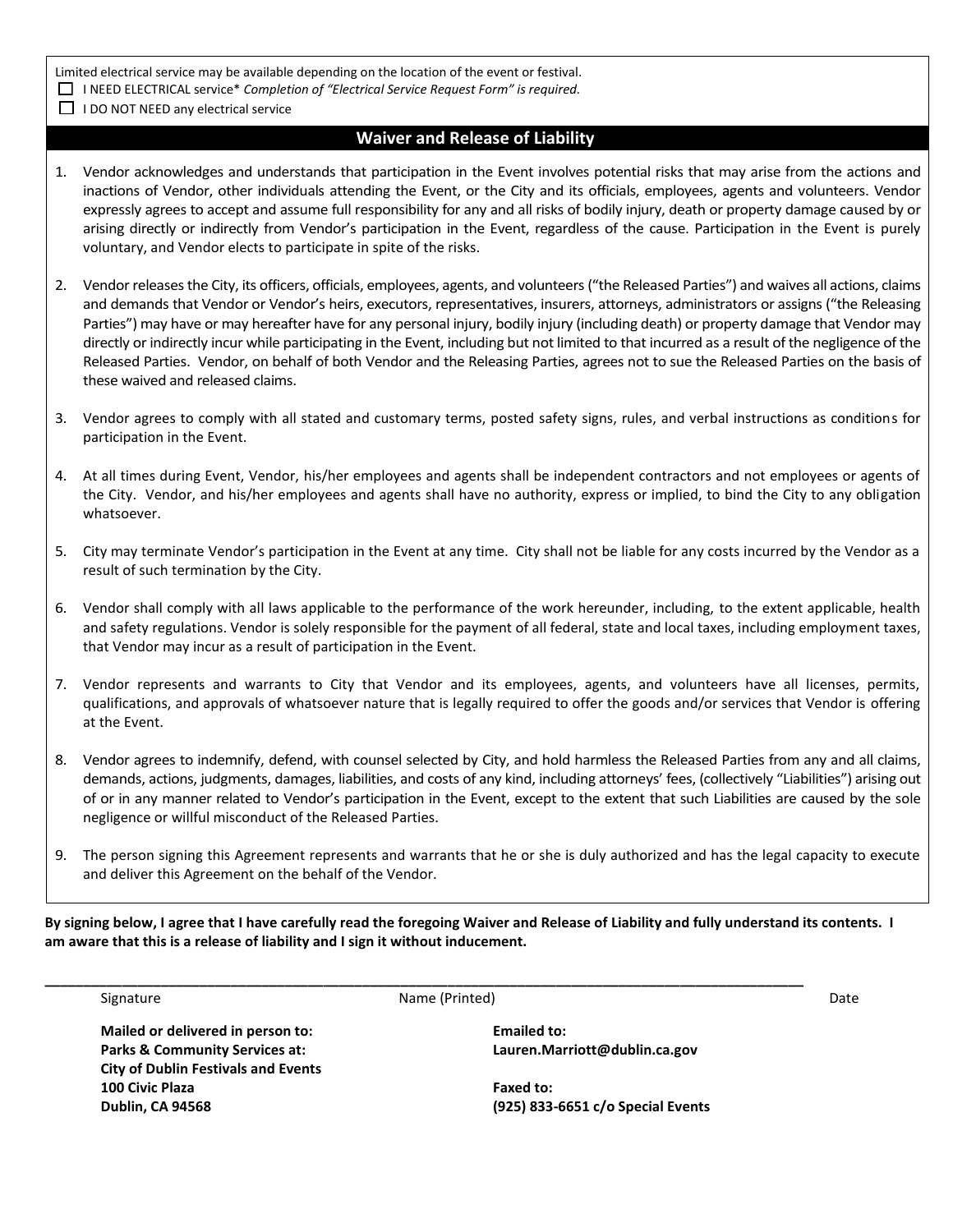Limited electrical service may be available depending on the location of the event or festival.

☐ I NEED ELECTRICAL service* *Completion of "Electrical Service Request Form" is required.*

☐ I DO NOT NEED any electrical service

## Waiver and Release of Liability

1. Vendor acknowledges and understands that participation in the Event involves potential risks that may arise from the actions and inactions of Vendor, other individuals attending the Event, or the City and its officials, employees, agents and volunteers. Vendor expressly agrees to accept and assume full responsibility for any and all risks of bodily injury, death or property damage caused by or arising directly or indirectly from Vendor's participation in the Event, regardless of the cause. Participation in the Event is purely voluntary, and Vendor elects to participate in spite of the risks.

2. Vendor releases the City, its officers, officials, employees, agents, and volunteers ("the Released Parties") and waives all actions, claims and demands that Vendor or Vendor's heirs, executors, representatives, insurers, attorneys, administrators or assigns ("the Releasing Parties") may have or may hereafter have for any personal injury, bodily injury (including death) or property damage that Vendor may directly or indirectly incur while participating in the Event, including but not limited to that incurred as a result of the negligence of the Released Parties. Vendor, on behalf of both Vendor and the Releasing Parties, agrees not to sue the Released Parties on the basis of these waived and released claims.

3. Vendor agrees to comply with all stated and customary terms, posted safety signs, rules, and verbal instructions as conditions for participation in the Event.

4. At all times during Event, Vendor, his/her employees and agents shall be independent contractors and not employees or agents of the City. Vendor, and his/her employees and agents shall have no authority, express or implied, to bind the City to any obligation whatsoever.

5. City may terminate Vendor's participation in the Event at any time. City shall not be liable for any costs incurred by the Vendor as a result of such termination by the City.

6. Vendor shall comply with all laws applicable to the performance of the work hereunder, including, to the extent applicable, health and safety regulations. Vendor is solely responsible for the payment of all federal, state and local taxes, including employment taxes, that Vendor may incur as a result of participation in the Event.

7. Vendor represents and warrants to City that Vendor and its employees, agents, and volunteers have all licenses, permits, qualifications, and approvals of whatsoever nature that is legally required to offer the goods and/or services that Vendor is offering at the Event.

8. Vendor agrees to indemnify, defend, with counsel selected by City, and hold harmless the Released Parties from any and all claims, demands, actions, judgments, damages, liabilities, and costs of any kind, including attorneys' fees, (collectively "Liabilities") arising out of or in any manner related to Vendor's participation in the Event, except to the extent that such Liabilities are caused by the sole negligence or willful misconduct of the Released Parties.

9. The person signing this Agreement represents and warrants that he or she is duly authorized and has the legal capacity to execute and deliver this Agreement on the behalf of the Vendor.

**By signing below, I agree that I have carefully read the foregoing Waiver and Release of Liability and fully understand its contents. I am aware that this is a release of liability and I sign it without inducement.**

_______________________________________________________________________________

Signature Name (Printed) Date

**Mailed or delivered in person to:**
**Parks & Community Services at:**
**City of Dublin Festivals and Events**
**100 Civic Plaza**
**Dublin, CA 94568**

**Emailed to:**
**Lauren.Marriott@dublin.ca.gov**

**Faxed to:**
**(925) 833-6651 c/o Special Events**